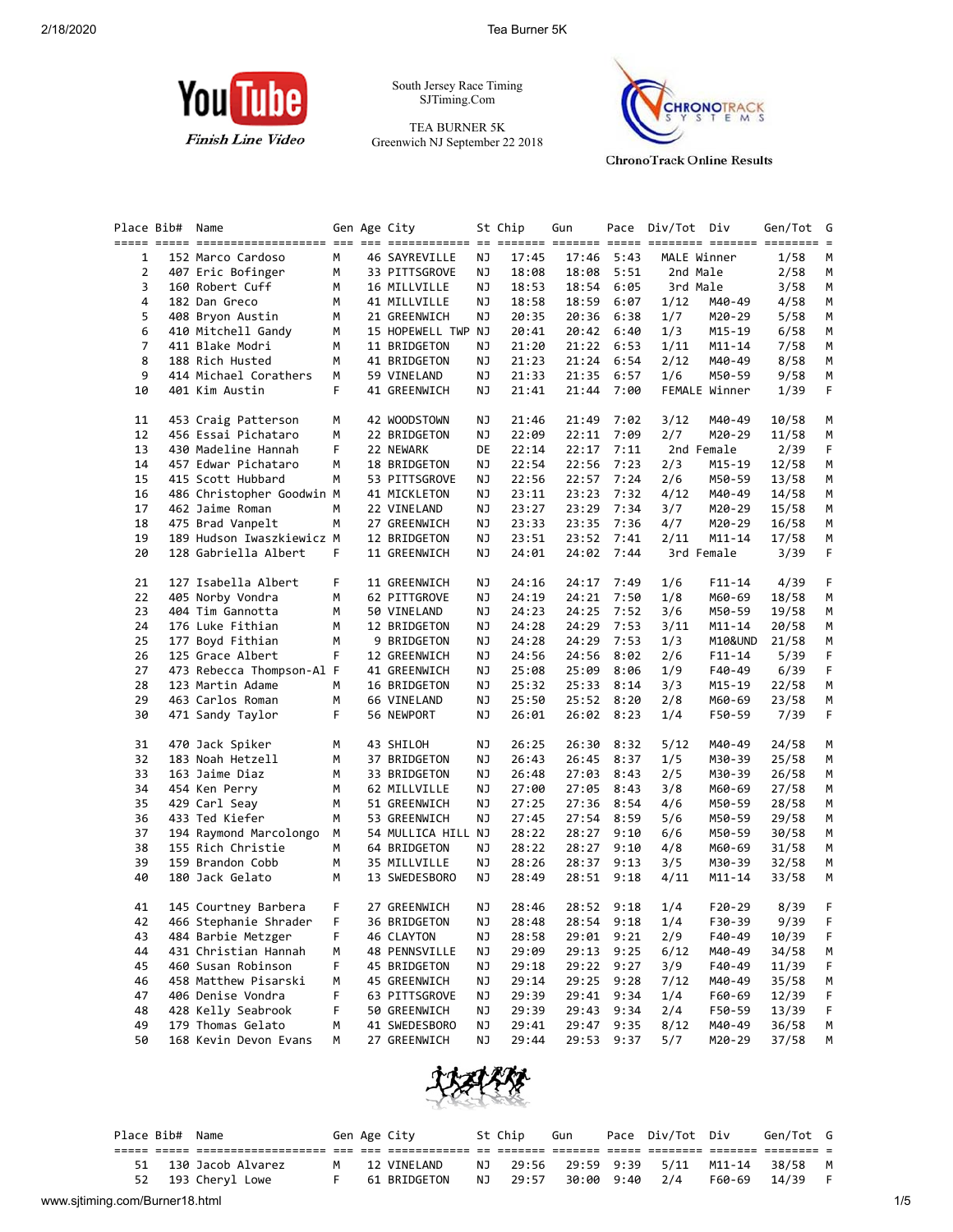South Jersey Race Timing
SJTiming.Com

TEA BURNER 5K
Greenwich NJ September 22 2018

ChronoTrack Online Results

| Place | Bib# | Name | Gen | Age | City | St | Chip | Gun | Pace | Div/Tot | Div | Gen/Tot | G |
|---|---|---|---|---|---|---|---|---|---|---|---|---|---|
| 1 | 152 | Marco Cardoso | M | 46 | SAYREVILLE | NJ | 17:45 | 17:46 | 5:43 | MALE Winner | | 1/58 | M |
| 2 | 407 | Eric Bofinger | M | 33 | PITTSGROVE | NJ | 18:08 | 18:08 | 5:51 | 2nd Male | | 2/58 | M |
| 3 | 160 | Robert Cuff | M | 16 | MILLVILLE | NJ | 18:53 | 18:54 | 6:05 | 3rd Male | | 3/58 | M |
| 4 | 182 | Dan Greco | M | 41 | MILLVILLE | NJ | 18:58 | 18:59 | 6:07 | 1/12 | M40-49 | 4/58 | M |
| 5 | 408 | Bryon Austin | M | 21 | GREENWICH | NJ | 20:35 | 20:36 | 6:38 | 1/7 | M20-29 | 5/58 | M |
| 6 | 410 | Mitchell Gandy | M | 15 | HOPEWELL TWP | NJ | 20:41 | 20:42 | 6:40 | 1/3 | M15-19 | 6/58 | M |
| 7 | 411 | Blake Modri | M | 11 | BRIDGETON | NJ | 21:20 | 21:22 | 6:53 | 1/11 | M11-14 | 7/58 | M |
| 8 | 188 | Rich Husted | M | 41 | BRIDGETON | NJ | 21:23 | 21:24 | 6:54 | 2/12 | M40-49 | 8/58 | M |
| 9 | 414 | Michael Corathers | M | 59 | VINELAND | NJ | 21:33 | 21:35 | 6:57 | 1/6 | M50-59 | 9/58 | M |
| 10 | 401 | Kim Austin | F | 41 | GREENWICH | NJ | 21:41 | 21:44 | 7:00 | FEMALE Winner | | 1/39 | F |
| 11 | 453 | Craig Patterson | M | 42 | WOODSTOWN | NJ | 21:46 | 21:49 | 7:02 | 3/12 | M40-49 | 10/58 | M |
| 12 | 456 | Essai Pichataro | M | 22 | BRIDGETON | NJ | 22:09 | 22:11 | 7:09 | 2/7 | M20-29 | 11/58 | M |
| 13 | 430 | Madeline Hannah | F | 22 | NEWARK | DE | 22:14 | 22:17 | 7:11 | 2nd Female | | 2/39 | F |
| 14 | 457 | Edwar Pichataro | M | 18 | BRIDGETON | NJ | 22:54 | 22:56 | 7:23 | 2/3 | M15-19 | 12/58 | M |
| 15 | 415 | Scott Hubbard | M | 53 | PITTSGROVE | NJ | 22:56 | 22:57 | 7:24 | 2/6 | M50-59 | 13/58 | M |
| 16 | 486 | Christopher Goodwin | M | 41 | MICKLETON | NJ | 23:11 | 23:23 | 7:32 | 4/12 | M40-49 | 14/58 | M |
| 17 | 462 | Jaime Roman | M | 22 | VINELAND | NJ | 23:27 | 23:29 | 7:34 | 3/7 | M20-29 | 15/58 | M |
| 18 | 475 | Brad Vanpelt | M | 27 | GREENWICH | NJ | 23:33 | 23:35 | 7:36 | 4/7 | M20-29 | 16/58 | M |
| 19 | 189 | Hudson Iwaszkiewicz | M | 12 | BRIDGETON | NJ | 23:51 | 23:52 | 7:41 | 2/11 | M11-14 | 17/58 | M |
| 20 | 128 | Gabriella Albert | F | 11 | GREENWICH | NJ | 24:01 | 24:02 | 7:44 | 3rd Female | | 3/39 | F |
| 21 | 127 | Isabella Albert | F | 11 | GREENWICH | NJ | 24:16 | 24:17 | 7:49 | 1/6 | F11-14 | 4/39 | F |
| 22 | 405 | Norby Vondra | M | 62 | PITTGROVE | NJ | 24:19 | 24:21 | 7:50 | 1/8 | M60-69 | 18/58 | M |
| 23 | 404 | Tim Gannotta | M | 50 | VINELAND | NJ | 24:23 | 24:25 | 7:52 | 3/6 | M50-59 | 19/58 | M |
| 24 | 176 | Luke Fithian | M | 12 | BRIDGETON | NJ | 24:28 | 24:29 | 7:53 | 3/11 | M11-14 | 20/58 | M |
| 25 | 177 | Boyd Fithian | M | 9 | BRIDGETON | NJ | 24:28 | 24:29 | 7:53 | 1/3 | M10&UND | 21/58 | M |
| 26 | 125 | Grace Albert | F | 12 | GREENWICH | NJ | 24:56 | 24:56 | 8:02 | 2/6 | F11-14 | 5/39 | F |
| 27 | 473 | Rebecca Thompson-Al | F | 41 | GREENWICH | NJ | 25:08 | 25:09 | 8:06 | 1/9 | F40-49 | 6/39 | F |
| 28 | 123 | Martin Adame | M | 16 | BRIDGETON | NJ | 25:32 | 25:33 | 8:14 | 3/3 | M15-19 | 22/58 | M |
| 29 | 463 | Carlos Roman | M | 66 | VINELAND | NJ | 25:50 | 25:52 | 8:20 | 2/8 | M60-69 | 23/58 | M |
| 30 | 471 | Sandy Taylor | F | 56 | NEWPORT | NJ | 26:01 | 26:02 | 8:23 | 1/4 | F50-59 | 7/39 | F |
| 31 | 470 | Jack Spiker | M | 43 | SHILOH | NJ | 26:25 | 26:30 | 8:32 | 5/12 | M40-49 | 24/58 | M |
| 32 | 183 | Noah Hetzell | M | 37 | BRIDGETON | NJ | 26:43 | 26:45 | 8:37 | 1/5 | M30-39 | 25/58 | M |
| 33 | 163 | Jaime Diaz | M | 33 | BRIDGETON | NJ | 26:48 | 27:03 | 8:43 | 2/5 | M30-39 | 26/58 | M |
| 34 | 454 | Ken Perry | M | 62 | MILLVILLE | NJ | 27:00 | 27:05 | 8:43 | 3/8 | M60-69 | 27/58 | M |
| 35 | 429 | Carl Seay | M | 51 | GREENWICH | NJ | 27:25 | 27:36 | 8:54 | 4/6 | M50-59 | 28/58 | M |
| 36 | 433 | Ted Kiefer | M | 53 | GREENWICH | NJ | 27:45 | 27:54 | 8:59 | 5/6 | M50-59 | 29/58 | M |
| 37 | 194 | Raymond Marcolongo | M | 54 | MULLICA HILL | NJ | 28:22 | 28:27 | 9:10 | 6/6 | M50-59 | 30/58 | M |
| 38 | 155 | Rich Christie | M | 64 | BRIDGETON | NJ | 28:22 | 28:27 | 9:10 | 4/8 | M60-69 | 31/58 | M |
| 39 | 159 | Brandon Cobb | M | 35 | MILLVILLE | NJ | 28:26 | 28:37 | 9:13 | 3/5 | M30-39 | 32/58 | M |
| 40 | 180 | Jack Gelato | M | 13 | SWEDESBORO | NJ | 28:49 | 28:51 | 9:18 | 4/11 | M11-14 | 33/58 | M |
| 41 | 145 | Courtney Barbera | F | 27 | GREENWICH | NJ | 28:46 | 28:52 | 9:18 | 1/4 | F20-29 | 8/39 | F |
| 42 | 466 | Stephanie Shrader | F | 36 | BRIDGETON | NJ | 28:48 | 28:54 | 9:18 | 1/4 | F30-39 | 9/39 | F |
| 43 | 484 | Barbie Metzger | F | 46 | CLAYTON | NJ | 28:58 | 29:01 | 9:21 | 2/9 | F40-49 | 10/39 | F |
| 44 | 431 | Christian Hannah | M | 48 | PENNSVILLE | NJ | 29:09 | 29:13 | 9:25 | 6/12 | M40-49 | 34/58 | M |
| 45 | 460 | Susan Robinson | F | 45 | BRIDGETON | NJ | 29:18 | 29:22 | 9:27 | 3/9 | F40-49 | 11/39 | F |
| 46 | 458 | Matthew Pisarski | M | 45 | GREENWICH | NJ | 29:14 | 29:25 | 9:28 | 7/12 | M40-49 | 35/58 | M |
| 47 | 406 | Denise Vondra | F | 63 | PITTSGROVE | NJ | 29:39 | 29:41 | 9:34 | 1/4 | F60-69 | 12/39 | F |
| 48 | 428 | Kelly Seabrook | F | 50 | GREENWICH | NJ | 29:39 | 29:43 | 9:34 | 2/4 | F50-59 | 13/39 | F |
| 49 | 179 | Thomas Gelato | M | 41 | SWEDESBORO | NJ | 29:41 | 29:47 | 9:35 | 8/12 | M40-49 | 36/58 | M |
| 50 | 168 | Kevin Devon Evans | M | 27 | GREENWICH | NJ | 29:44 | 29:53 | 9:37 | 5/7 | M20-29 | 37/58 | M |
| 51 | 130 | Jacob Alvarez | M | 12 | VINELAND | NJ | 29:56 | 29:59 | 9:39 | 5/11 | M11-14 | 38/58 | M |
| 52 | 193 | Cheryl Lowe | F | 61 | BRIDGETON | NJ | 29:57 | 30:00 | 9:40 | 2/4 | F60-69 | 14/39 | F |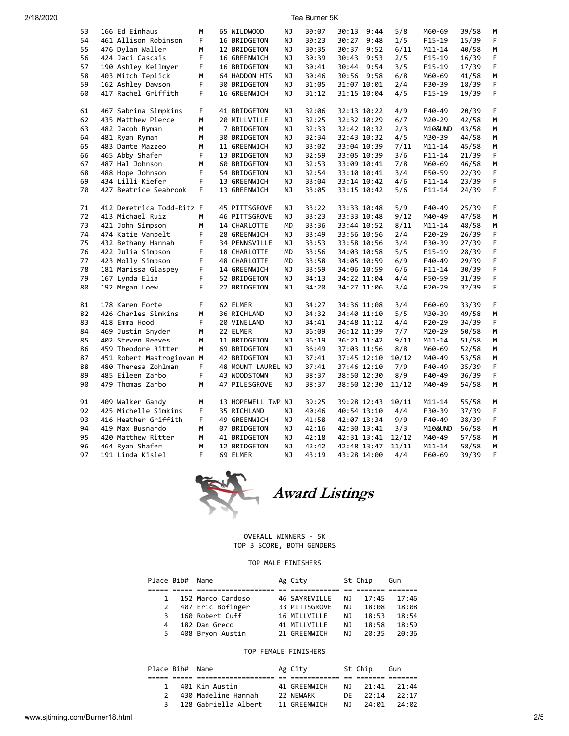| Place | Bib# | Name | Sex | Ag | City | St | Gun | Chip | Pace | Div Place | Division | Gen Place | Sex |
|---|---|---|---|---|---|---|---|---|---|---|---|---|---|
| 53 | 166 | Ed Einhaus | M | 65 | WILDWOOD | NJ | 30:07 | 30:13 | 9:44 | 5/8 | M60-69 | 39/58 | M |
| 54 | 461 | Allison Robinson | F | 16 | BRIDGETON | NJ | 30:23 | 30:27 | 9:48 | 1/5 | F15-19 | 15/39 | F |
| 55 | 476 | Dylan Waller | M | 12 | BRIDGETON | NJ | 30:35 | 30:37 | 9:52 | 6/11 | M11-14 | 40/58 | M |
| 56 | 424 | Jaci Cascais | F | 16 | GREENWICH | NJ | 30:39 | 30:43 | 9:53 | 2/5 | F15-19 | 16/39 | F |
| 57 | 190 | Ashley Kellmyer | F | 16 | BRIDGETON | NJ | 30:41 | 30:44 | 9:54 | 3/5 | F15-19 | 17/39 | F |
| 58 | 403 | Mitch Teplick | M | 64 | HADDON HTS | NJ | 30:46 | 30:56 | 9:58 | 6/8 | M60-69 | 41/58 | M |
| 59 | 162 | Ashley Dawson | F | 30 | BRIDGETON | NJ | 31:05 | 31:07 | 10:01 | 2/4 | F30-39 | 18/39 | F |
| 60 | 417 | Rachel Griffith | F | 16 | GREENWICH | NJ | 31:12 | 31:15 | 10:04 | 4/5 | F15-19 | 19/39 | F |
| 61 | 467 | Sabrina Simpkins | F | 41 | BRIDGETON | NJ | 32:06 | 32:13 | 10:22 | 4/9 | F40-49 | 20/39 | F |
| 62 | 435 | Matthew Pierce | M | 20 | MILLVILLE | NJ | 32:25 | 32:32 | 10:29 | 6/7 | M20-29 | 42/58 | M |
| 63 | 482 | Jacob Ryman | M | 7 | BRIDGETON | NJ | 32:33 | 32:42 | 10:32 | 2/3 | M10&UND | 43/58 | M |
| 64 | 481 | Ryan Ryman | M | 30 | BRIDGETON | NJ | 32:34 | 32:43 | 10:32 | 4/5 | M30-39 | 44/58 | M |
| 65 | 483 | Dante Mazzeo | M | 11 | GREENWICH | NJ | 33:02 | 33:04 | 10:39 | 7/11 | M11-14 | 45/58 | M |
| 66 | 465 | Abby Shafer | F | 13 | BRIDGETON | NJ | 32:59 | 33:05 | 10:39 | 3/6 | F11-14 | 21/39 | F |
| 67 | 487 | Hal Johnson | M | 60 | BRIDGETON | NJ | 32:53 | 33:09 | 10:41 | 7/8 | M60-69 | 46/58 | M |
| 68 | 488 | Hope Johnson | F | 54 | BRIDGETON | NJ | 32:54 | 33:10 | 10:41 | 3/4 | F50-59 | 22/39 | F |
| 69 | 434 | Lilli Kiefer | F | 13 | GREENWICH | NJ | 33:04 | 33:14 | 10:42 | 4/6 | F11-14 | 23/39 | F |
| 70 | 427 | Beatrice Seabrook | F | 13 | GREENWICH | NJ | 33:05 | 33:15 | 10:42 | 5/6 | F11-14 | 24/39 | F |
| 71 | 412 | Demetrica Todd-Ritz | F | 45 | PITTSGROVE | NJ | 33:22 | 33:33 | 10:48 | 5/9 | F40-49 | 25/39 | F |
| 72 | 413 | Michael Ruiz | M | 46 | PITTSGROVE | NJ | 33:23 | 33:33 | 10:48 | 9/12 | M40-49 | 47/58 | M |
| 73 | 421 | John Simpson | M | 14 | CHARLOTTE | MD | 33:36 | 33:44 | 10:52 | 8/11 | M11-14 | 48/58 | M |
| 74 | 474 | Katie Vanpelt | F | 28 | GREENWICH | NJ | 33:49 | 33:56 | 10:56 | 2/4 | F20-29 | 26/39 | F |
| 75 | 432 | Bethany Hannah | F | 34 | PENNSVILLE | NJ | 33:53 | 33:58 | 10:56 | 3/4 | F30-39 | 27/39 | F |
| 76 | 422 | Julia Simpson | F | 18 | CHARLOTTE | MD | 33:56 | 34:03 | 10:58 | 5/5 | F15-19 | 28/39 | F |
| 77 | 423 | Molly Simpson | F | 48 | CHARLOTTE | MD | 33:58 | 34:05 | 10:59 | 6/9 | F40-49 | 29/39 | F |
| 78 | 181 | Marissa Glaspey | F | 14 | GREENWICH | NJ | 33:59 | 34:06 | 10:59 | 6/6 | F11-14 | 30/39 | F |
| 79 | 167 | Lynda Elia | F | 52 | BRIDGETON | NJ | 34:13 | 34:22 | 11:04 | 4/4 | F50-59 | 31/39 | F |
| 80 | 192 | Megan Loew | F | 22 | BRIDGETON | NJ | 34:20 | 34:27 | 11:06 | 3/4 | F20-29 | 32/39 | F |
| 81 | 178 | Karen Forte | F | 62 | ELMER | NJ | 34:27 | 34:36 | 11:08 | 3/4 | F60-69 | 33/39 | F |
| 82 | 426 | Charles Simkins | M | 36 | RICHLAND | NJ | 34:32 | 34:40 | 11:10 | 5/5 | M30-39 | 49/58 | M |
| 83 | 418 | Emma Hood | F | 20 | VINELAND | NJ | 34:41 | 34:48 | 11:12 | 4/4 | F20-29 | 34/39 | F |
| 84 | 469 | Justin Snyder | M | 22 | ELMER | NJ | 36:09 | 36:12 | 11:39 | 7/7 | M20-29 | 50/58 | M |
| 85 | 402 | Steven Reeves | M | 11 | BRIDGETON | NJ | 36:19 | 36:21 | 11:42 | 9/11 | M11-14 | 51/58 | M |
| 86 | 459 | Theodore Ritter | M | 69 | BRIDGETON | NJ | 36:49 | 37:03 | 11:56 | 8/8 | M60-69 | 52/58 | M |
| 87 | 451 | Robert Mastrogiovan | M | 42 | BRIDGETON | NJ | 37:41 | 37:45 | 12:10 | 10/12 | M40-49 | 53/58 | M |
| 88 | 480 | Theresa Zohlman | F | 48 | MOUNT LAUREL | NJ | 37:41 | 37:46 | 12:10 | 7/9 | F40-49 | 35/39 | F |
| 89 | 485 | Eileen Zarbo | F | 43 | WOODSTOWN | NJ | 38:37 | 38:50 | 12:30 | 8/9 | F40-49 | 36/39 | F |
| 90 | 479 | Thomas Zarbo | M | 47 | PILESGROVE | NJ | 38:37 | 38:50 | 12:30 | 11/12 | M40-49 | 54/58 | M |
| 91 | 409 | Walker Gandy | M | 13 | HOPEWELL TWP | NJ | 39:25 | 39:28 | 12:43 | 10/11 | M11-14 | 55/58 | M |
| 92 | 425 | Michelle Simkins | F | 35 | RICHLAND | NJ | 40:46 | 40:54 | 13:10 | 4/4 | F30-39 | 37/39 | F |
| 93 | 416 | Heather Griffith | F | 49 | GREENWICH | NJ | 41:58 | 42:07 | 13:34 | 9/9 | F40-49 | 38/39 | F |
| 94 | 419 | Max Busnardo | M | 07 | BRIDGETON | NJ | 42:16 | 42:30 | 13:41 | 3/3 | M10&UND | 56/58 | M |
| 95 | 420 | Matthew Ritter | M | 41 | BRIDGETON | NJ | 42:18 | 42:31 | 13:41 | 12/12 | M40-49 | 57/58 | M |
| 96 | 464 | Ryan Shafer | M | 12 | BRIDGETON | NJ | 42:42 | 42:48 | 13:47 | 11/11 | M11-14 | 58/58 | M |
| 97 | 191 | Linda Kisiel | F | 69 | ELMER | NJ | 43:19 | 43:28 | 14:00 | 4/4 | F60-69 | 39/39 | F |

## *Award Listings*

OVERALL WINNERS - 5K
TOP 3 SCORE, BOTH GENDERS

### TOP MALE FINISHERS

| Place | Bib# | Name | Ag | City | St | Chip | Gun |
|---|---|---|---|---|---|---|---|
| 1 | 152 | Marco Cardoso | 46 | SAYREVILLE | NJ | 17:45 | 17:46 |
| 2 | 407 | Eric Bofinger | 33 | PITTSGROVE | NJ | 18:08 | 18:08 |
| 3 | 160 | Robert Cuff | 16 | MILLVILLE | NJ | 18:53 | 18:54 |
| 4 | 182 | Dan Greco | 41 | MILLVILLE | NJ | 18:58 | 18:59 |
| 5 | 408 | Bryon Austin | 21 | GREENWICH | NJ | 20:35 | 20:36 |

### TOP FEMALE FINISHERS

| Place | Bib# | Name | Ag | City | St | Chip | Gun |
|---|---|---|---|---|---|---|---|
| 1 | 401 | Kim Austin | 41 | GREENWICH | NJ | 21:41 | 21:44 |
| 2 | 430 | Madeline Hannah | 22 | NEWARK | DE | 22:14 | 22:17 |
| 3 | 128 | Gabriella Albert | 11 | GREENWICH | NJ | 24:01 | 24:02 |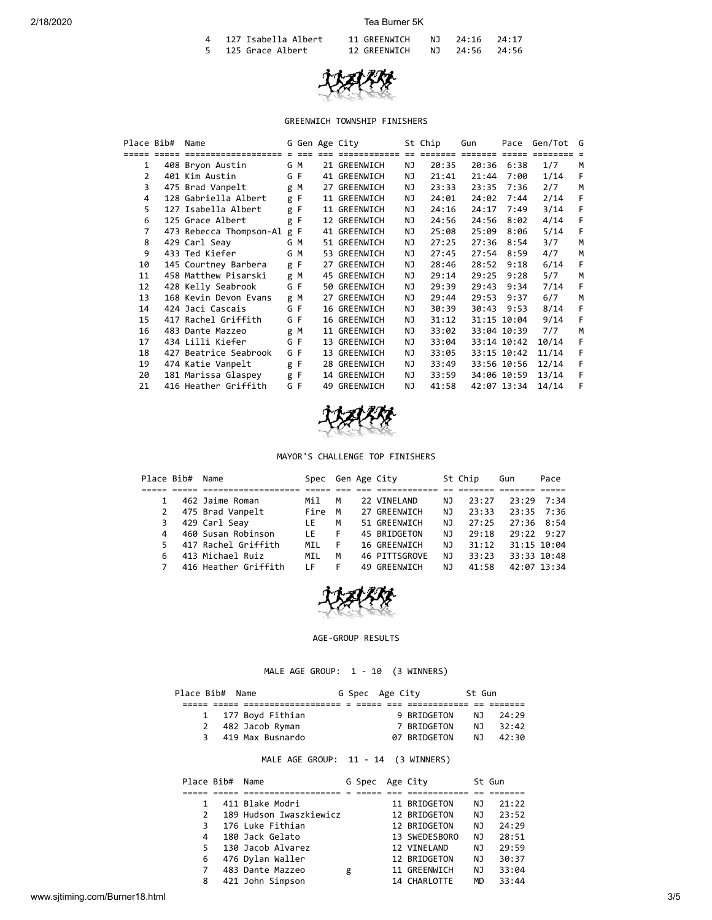| Place | Bib# | Name | City | St | Chip | Gun |
|---|---|---|---|---|---|---|
| 4 | 127 | Isabella Albert | 11 GREENWICH | NJ | 24:16 | 24:17 |
| 5 | 125 | Grace Albert | 12 GREENWICH | NJ | 24:56 | 24:56 |

## GREENWICH TOWNSHIP FINISHERS

| Place | Bib# | Name | G | Gen | Age | City | St | Chip | Gun | Pace | Gen/Tot | G |
|---|---|---|---|---|---|---|---|---|---|---|---|---|
| 1 | 408 | Bryon Austin | G | M | 21 | GREENWICH | NJ | 20:35 | 20:36 | 6:38 | 1/7 | M |
| 2 | 401 | Kim Austin | G | F | 41 | GREENWICH | NJ | 21:41 | 21:44 | 7:00 | 1/14 | F |
| 3 | 475 | Brad Vanpelt | g | M | 27 | GREENWICH | NJ | 23:33 | 23:35 | 7:36 | 2/7 | M |
| 4 | 128 | Gabriella Albert | g | F | 11 | GREENWICH | NJ | 24:01 | 24:02 | 7:44 | 2/14 | F |
| 5 | 127 | Isabella Albert | g | F | 11 | GREENWICH | NJ | 24:16 | 24:17 | 7:49 | 3/14 | F |
| 6 | 125 | Grace Albert | g | F | 12 | GREENWICH | NJ | 24:56 | 24:56 | 8:02 | 4/14 | F |
| 7 | 473 | Rebecca Thompson-Al | g | F | 41 | GREENWICH | NJ | 25:08 | 25:09 | 8:06 | 5/14 | F |
| 8 | 429 | Carl Seay | G | M | 51 | GREENWICH | NJ | 27:25 | 27:36 | 8:54 | 3/7 | M |
| 9 | 433 | Ted Kiefer | G | M | 53 | GREENWICH | NJ | 27:45 | 27:54 | 8:59 | 4/7 | M |
| 10 | 145 | Courtney Barbera | g | F | 27 | GREENWICH | NJ | 28:46 | 28:52 | 9:18 | 6/14 | F |
| 11 | 458 | Matthew Pisarski | g | M | 45 | GREENWICH | NJ | 29:14 | 29:25 | 9:28 | 5/7 | M |
| 12 | 428 | Kelly Seabrook | G | F | 50 | GREENWICH | NJ | 29:39 | 29:43 | 9:34 | 7/14 | F |
| 13 | 168 | Kevin Devon Evans | g | M | 27 | GREENWICH | NJ | 29:44 | 29:53 | 9:37 | 6/7 | M |
| 14 | 424 | Jaci Cascais | G | F | 16 | GREENWICH | NJ | 30:39 | 30:43 | 9:53 | 8/14 | F |
| 15 | 417 | Rachel Griffith | G | F | 16 | GREENWICH | NJ | 31:12 | 31:15 | 10:04 | 9/14 | F |
| 16 | 483 | Dante Mazzeo | g | M | 11 | GREENWICH | NJ | 33:02 | 33:04 | 10:39 | 7/7 | M |
| 17 | 434 | Lilli Kiefer | G | F | 13 | GREENWICH | NJ | 33:04 | 33:14 | 10:42 | 10/14 | F |
| 18 | 427 | Beatrice Seabrook | G | F | 13 | GREENWICH | NJ | 33:05 | 33:15 | 10:42 | 11/14 | F |
| 19 | 474 | Katie Vanpelt | g | F | 28 | GREENWICH | NJ | 33:49 | 33:56 | 10:56 | 12/14 | F |
| 20 | 181 | Marissa Glaspey | g | F | 14 | GREENWICH | NJ | 33:59 | 34:06 | 10:59 | 13/14 | F |
| 21 | 416 | Heather Griffith | G | F | 49 | GREENWICH | NJ | 41:58 | 42:07 | 13:34 | 14/14 | F |

## MAYOR'S CHALLENGE TOP FINISHERS

| Place | Bib# | Name | Spec | Gen | Age | City | St | Chip | Gun | Pace |
|---|---|---|---|---|---|---|---|---|---|---|
| 1 | 462 | Jaime Roman | Mil | M | 22 | VINELAND | NJ | 23:27 | 23:29 | 7:34 |
| 2 | 475 | Brad Vanpelt | Fire | M | 27 | GREENWICH | NJ | 23:33 | 23:35 | 7:36 |
| 3 | 429 | Carl Seay | LE | M | 51 | GREENWICH | NJ | 27:25 | 27:36 | 8:54 |
| 4 | 460 | Susan Robinson | LE | F | 45 | BRIDGETON | NJ | 29:18 | 29:22 | 9:27 |
| 5 | 417 | Rachel Griffith | MIL | F | 16 | GREENWICH | NJ | 31:12 | 31:15 | 10:04 |
| 6 | 413 | Michael Ruiz | MIL | M | 46 | PITTSGROVE | NJ | 33:23 | 33:33 | 10:48 |
| 7 | 416 | Heather Griffith | LF | F | 49 | GREENWICH | NJ | 41:58 | 42:07 | 13:34 |

## AGE-GROUP RESULTS

### MALE AGE GROUP: 1 - 10 (3 WINNERS)

| Place | Bib# | Name | G | Spec | Age | City | St | Gun |
|---|---|---|---|---|---|---|---|---|
| 1 | 177 | Boyd Fithian | | | 9 | BRIDGETON | NJ | 24:29 |
| 2 | 482 | Jacob Ryman | | | 7 | BRIDGETON | NJ | 32:42 |
| 3 | 419 | Max Busnardo | | | 07 | BRIDGETON | NJ | 42:30 |

### MALE AGE GROUP: 11 - 14 (3 WINNERS)

| Place | Bib# | Name | G | Spec | Age | City | St | Gun |
|---|---|---|---|---|---|---|---|---|
| 1 | 411 | Blake Modri | | | 11 | BRIDGETON | NJ | 21:22 |
| 2 | 189 | Hudson Iwaszkiewicz | | | 12 | BRIDGETON | NJ | 23:52 |
| 3 | 176 | Luke Fithian | | | 12 | BRIDGETON | NJ | 24:29 |
| 4 | 180 | Jack Gelato | | | 13 | SWEDESBORO | NJ | 28:51 |
| 5 | 130 | Jacob Alvarez | | | 12 | VINELAND | NJ | 29:59 |
| 6 | 476 | Dylan Waller | | | 12 | BRIDGETON | NJ | 30:37 |
| 7 | 483 | Dante Mazzeo | g | | 11 | GREENWICH | NJ | 33:04 |
| 8 | 421 | John Simpson | | | 14 | CHARLOTTE | MD | 33:44 |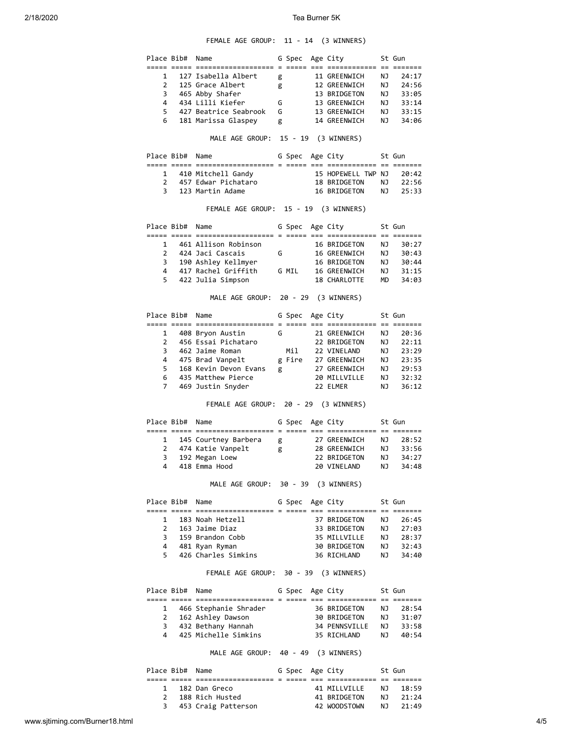FEMALE AGE GROUP: 11 - 14 (3 WINNERS)

| Place | Bib# | Name | G | Spec | Age | City | St | Gun |
|---|---|---|---|---|---|---|---|---|
| 1 | 127 | Isabella Albert | g | | 11 | GREENWICH | NJ | 24:17 |
| 2 | 125 | Grace Albert | g | | 12 | GREENWICH | NJ | 24:56 |
| 3 | 465 | Abby Shafer | | | 13 | BRIDGETON | NJ | 33:05 |
| 4 | 434 | Lilli Kiefer | G | | 13 | GREENWICH | NJ | 33:14 |
| 5 | 427 | Beatrice Seabrook | G | | 13 | GREENWICH | NJ | 33:15 |
| 6 | 181 | Marissa Glaspey | g | | 14 | GREENWICH | NJ | 34:06 |

MALE AGE GROUP: 15 - 19 (3 WINNERS)

| Place | Bib# | Name | G | Spec | Age | City | St | Gun |
|---|---|---|---|---|---|---|---|---|
| 1 | 410 | Mitchell Gandy | | | 15 | HOPEWELL TWP | NJ | 20:42 |
| 2 | 457 | Edwar Pichataro | | | 18 | BRIDGETON | NJ | 22:56 |
| 3 | 123 | Martin Adame | | | 16 | BRIDGETON | NJ | 25:33 |

FEMALE AGE GROUP: 15 - 19 (3 WINNERS)

| Place | Bib# | Name | G | Spec | Age | City | St | Gun |
|---|---|---|---|---|---|---|---|---|
| 1 | 461 | Allison Robinson | | | 16 | BRIDGETON | NJ | 30:27 |
| 2 | 424 | Jaci Cascais | G | | 16 | GREENWICH | NJ | 30:43 |
| 3 | 190 | Ashley Kellmyer | | | 16 | BRIDGETON | NJ | 30:44 |
| 4 | 417 | Rachel Griffith | G | MIL | 16 | GREENWICH | NJ | 31:15 |
| 5 | 422 | Julia Simpson | | | 18 | CHARLOTTE | MD | 34:03 |

MALE AGE GROUP: 20 - 29 (3 WINNERS)

| Place | Bib# | Name | G | Spec | Age | City | St | Gun |
|---|---|---|---|---|---|---|---|---|
| 1 | 408 | Bryon Austin | G | | 21 | GREENWICH | NJ | 20:36 |
| 2 | 456 | Essai Pichataro | | | 22 | BRIDGETON | NJ | 22:11 |
| 3 | 462 | Jaime Roman | | Mil | 22 | VINELAND | NJ | 23:29 |
| 4 | 475 | Brad Vanpelt | g | Fire | 27 | GREENWICH | NJ | 23:35 |
| 5 | 168 | Kevin Devon Evans | g | | 27 | GREENWICH | NJ | 29:53 |
| 6 | 435 | Matthew Pierce | | | 20 | MILLVILLE | NJ | 32:32 |
| 7 | 469 | Justin Snyder | | | 22 | ELMER | NJ | 36:12 |

FEMALE AGE GROUP: 20 - 29 (3 WINNERS)

| Place | Bib# | Name | G | Spec | Age | City | St | Gun |
|---|---|---|---|---|---|---|---|---|
| 1 | 145 | Courtney Barbera | g | | 27 | GREENWICH | NJ | 28:52 |
| 2 | 474 | Katie Vanpelt | g | | 28 | GREENWICH | NJ | 33:56 |
| 3 | 192 | Megan Loew | | | 22 | BRIDGETON | NJ | 34:27 |
| 4 | 418 | Emma Hood | | | 20 | VINELAND | NJ | 34:48 |

MALE AGE GROUP: 30 - 39 (3 WINNERS)

| Place | Bib# | Name | G | Spec | Age | City | St | Gun |
|---|---|---|---|---|---|---|---|---|
| 1 | 183 | Noah Hetzell | | | 37 | BRIDGETON | NJ | 26:45 |
| 2 | 163 | Jaime Diaz | | | 33 | BRIDGETON | NJ | 27:03 |
| 3 | 159 | Brandon Cobb | | | 35 | MILLVILLE | NJ | 28:37 |
| 4 | 481 | Ryan Ryman | | | 30 | BRIDGETON | NJ | 32:43 |
| 5 | 426 | Charles Simkins | | | 36 | RICHLAND | NJ | 34:40 |

FEMALE AGE GROUP: 30 - 39 (3 WINNERS)

| Place | Bib# | Name | G | Spec | Age | City | St | Gun |
|---|---|---|---|---|---|---|---|---|
| 1 | 466 | Stephanie Shrader | | | 36 | BRIDGETON | NJ | 28:54 |
| 2 | 162 | Ashley Dawson | | | 30 | BRIDGETON | NJ | 31:07 |
| 3 | 432 | Bethany Hannah | | | 34 | PENNSVILLE | NJ | 33:58 |
| 4 | 425 | Michelle Simkins | | | 35 | RICHLAND | NJ | 40:54 |

MALE AGE GROUP: 40 - 49 (3 WINNERS)

| Place | Bib# | Name | G | Spec | Age | City | St | Gun |
|---|---|---|---|---|---|---|---|---|
| 1 | 182 | Dan Greco | | | 41 | MILLVILLE | NJ | 18:59 |
| 2 | 188 | Rich Husted | | | 41 | BRIDGETON | NJ | 21:24 |
| 3 | 453 | Craig Patterson | | | 42 | WOODSTOWN | NJ | 21:49 |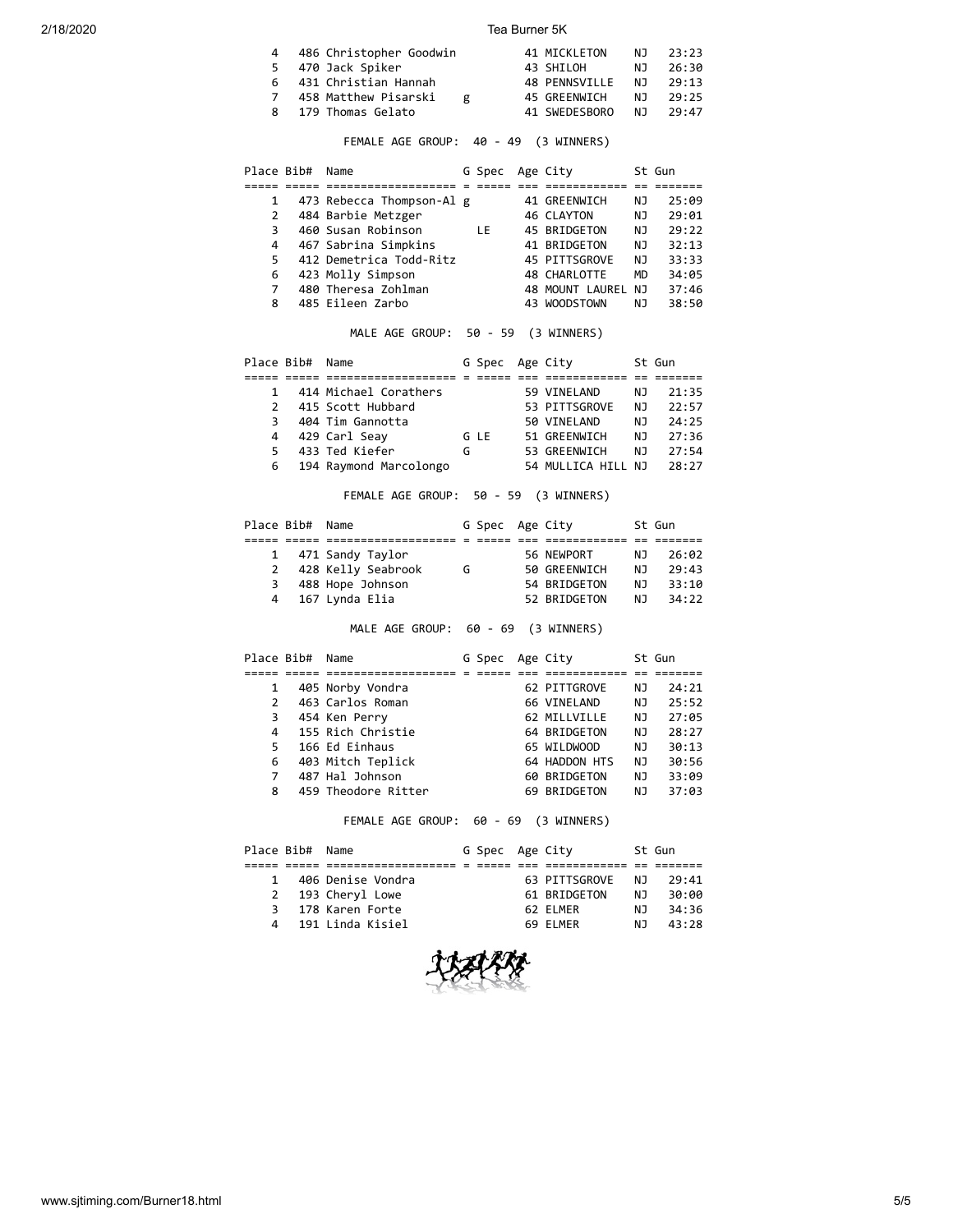| Place | Bib# | Name | G | Spec | Age | City | St | Gun |
|---|---|---|---|---|---|---|---|---|
| 4 | 486 | Christopher Goodwin | | | 41 | MICKLETON | NJ | 23:23 |
| 5 | 470 | Jack Spiker | | | 43 | SHILOH | NJ | 26:30 |
| 6 | 431 | Christian Hannah | | | 48 | PENNSVILLE | NJ | 29:13 |
| 7 | 458 | Matthew Pisarski | g | | 45 | GREENWICH | NJ | 29:25 |
| 8 | 179 | Thomas Gelato | | | 41 | SWEDESBORO | NJ | 29:47 |

FEMALE AGE GROUP: 40 - 49 (3 WINNERS)

| Place | Bib# | Name | G | Spec | Age | City | St | Gun |
|---|---|---|---|---|---|---|---|---|
| 1 | 473 | Rebecca Thompson-Al | g | | 41 | GREENWICH | NJ | 25:09 |
| 2 | 484 | Barbie Metzger | | | 46 | CLAYTON | NJ | 29:01 |
| 3 | 460 | Susan Robinson | | LE | 45 | BRIDGETON | NJ | 29:22 |
| 4 | 467 | Sabrina Simpkins | | | 41 | BRIDGETON | NJ | 32:13 |
| 5 | 412 | Demetrica Todd-Ritz | | | 45 | PITTSGROVE | NJ | 33:33 |
| 6 | 423 | Molly Simpson | | | 48 | CHARLOTTE | MD | 34:05 |
| 7 | 480 | Theresa Zohlman | | | 48 | MOUNT LAUREL | NJ | 37:46 |
| 8 | 485 | Eileen Zarbo | | | 43 | WOODSTOWN | NJ | 38:50 |

MALE AGE GROUP: 50 - 59 (3 WINNERS)

| Place | Bib# | Name | G | Spec | Age | City | St | Gun |
|---|---|---|---|---|---|---|---|---|
| 1 | 414 | Michael Corathers | | | 59 | VINELAND | NJ | 21:35 |
| 2 | 415 | Scott Hubbard | | | 53 | PITTSGROVE | NJ | 22:57 |
| 3 | 404 | Tim Gannotta | | | 50 | VINELAND | NJ | 24:25 |
| 4 | 429 | Carl Seay | G | LE | 51 | GREENWICH | NJ | 27:36 |
| 5 | 433 | Ted Kiefer | G | | 53 | GREENWICH | NJ | 27:54 |
| 6 | 194 | Raymond Marcolongo | | | 54 | MULLICA HILL | NJ | 28:27 |

FEMALE AGE GROUP: 50 - 59 (3 WINNERS)

| Place | Bib# | Name | G | Spec | Age | City | St | Gun |
|---|---|---|---|---|---|---|---|---|
| 1 | 471 | Sandy Taylor | | | 56 | NEWPORT | NJ | 26:02 |
| 2 | 428 | Kelly Seabrook | G | | 50 | GREENWICH | NJ | 29:43 |
| 3 | 488 | Hope Johnson | | | 54 | BRIDGETON | NJ | 33:10 |
| 4 | 167 | Lynda Elia | | | 52 | BRIDGETON | NJ | 34:22 |

MALE AGE GROUP: 60 - 69 (3 WINNERS)

| Place | Bib# | Name | G | Spec | Age | City | St | Gun |
|---|---|---|---|---|---|---|---|---|
| 1 | 405 | Norby Vondra | | | 62 | PITTGROVE | NJ | 24:21 |
| 2 | 463 | Carlos Roman | | | 66 | VINELAND | NJ | 25:52 |
| 3 | 454 | Ken Perry | | | 62 | MILLVILLE | NJ | 27:05 |
| 4 | 155 | Rich Christie | | | 64 | BRIDGETON | NJ | 28:27 |
| 5 | 166 | Ed Einhaus | | | 65 | WILDWOOD | NJ | 30:13 |
| 6 | 403 | Mitch Teplick | | | 64 | HADDON HTS | NJ | 30:56 |
| 7 | 487 | Hal Johnson | | | 60 | BRIDGETON | NJ | 33:09 |
| 8 | 459 | Theodore Ritter | | | 69 | BRIDGETON | NJ | 37:03 |

FEMALE AGE GROUP: 60 - 69 (3 WINNERS)

| Place | Bib# | Name | G | Spec | Age | City | St | Gun |
|---|---|---|---|---|---|---|---|---|
| 1 | 406 | Denise Vondra | | | 63 | PITTSGROVE | NJ | 29:41 |
| 2 | 193 | Cheryl Lowe | | | 61 | BRIDGETON | NJ | 30:00 |
| 3 | 178 | Karen Forte | | | 62 | ELMER | NJ | 34:36 |
| 4 | 191 | Linda Kisiel | | | 69 | ELMER | NJ | 43:28 |